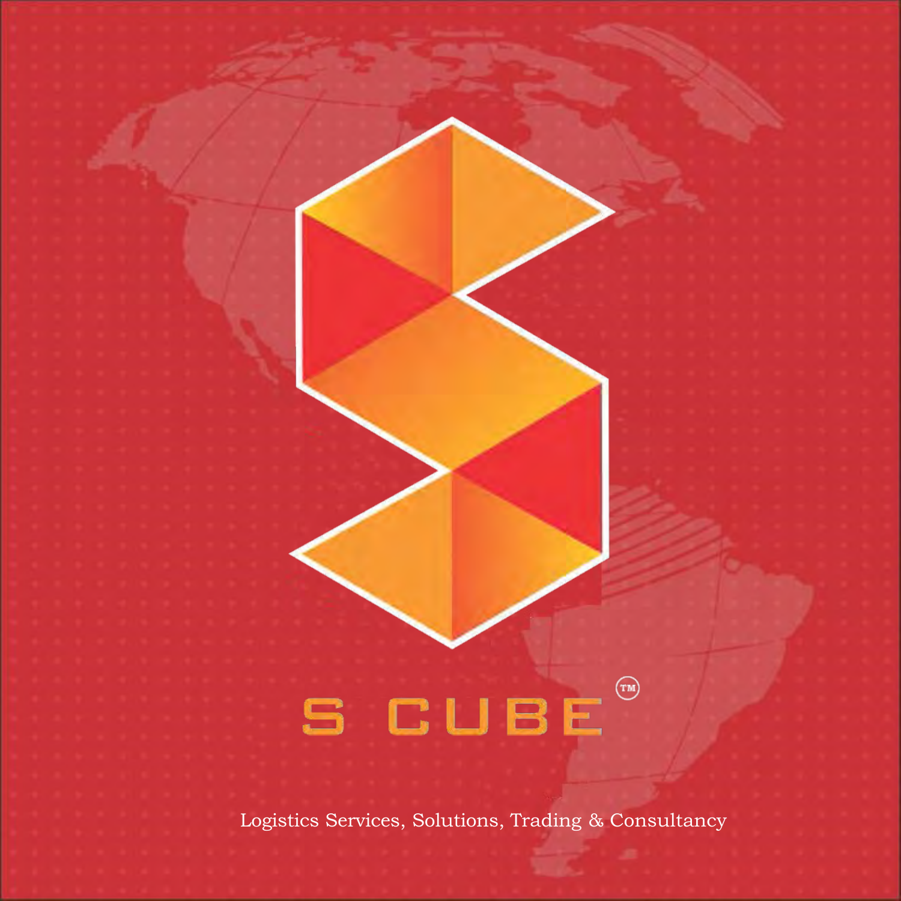# S CUBE™

Logistics Services, Solutions, Trading & Consultancy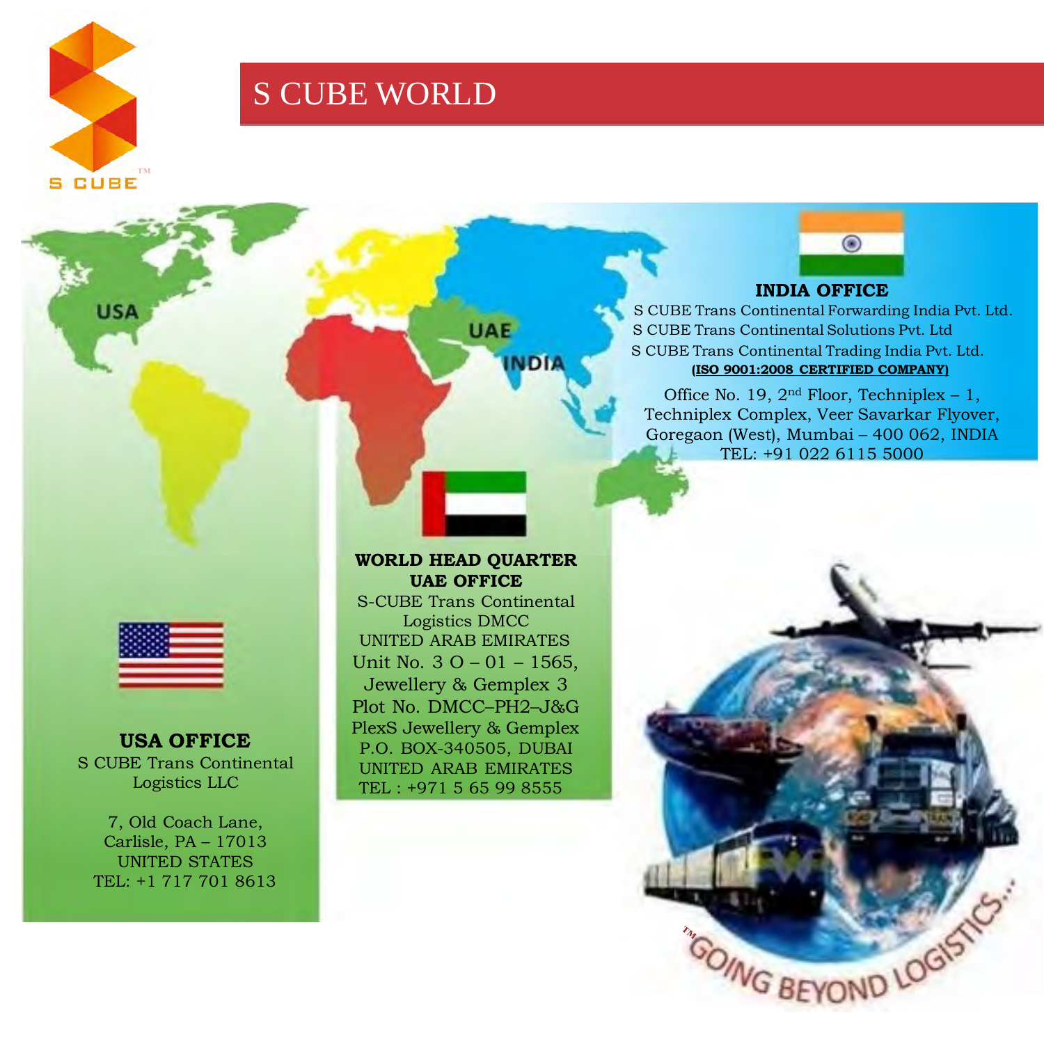# S CUBE WORLD

USA

UAE

INDIA

## INDIA OFFICE

S CUBE Trans Continental Forwarding India Pvt. Ltd.
S CUBE Trans Continental Solutions Pvt. Ltd
S CUBE Trans Continental Trading India Pvt. Ltd.
**(ISO 9001:2008 CERTIFIED COMPANY)**

Office No. 19, 2nd Floor, Techniplex – 1,
Techniplex Complex, Veer Savarkar Flyover,
Goregaon (West), Mumbai – 400 062, INDIA
TEL: +91 022 6115 5000

## WORLD HEAD QUARTER
## UAE OFFICE

S-CUBE Trans Continental
Logistics DMCC
UNITED ARAB EMIRATES
Unit No. 3 O – 01 – 1565,
Jewellery & Gemplex 3
Plot No. DMCC–PH2–J&G
PlexS Jewellery & Gemplex
P.O. BOX-340505, DUBAI
UNITED ARAB EMIRATES
TEL : +971 5 65 99 8555

## USA OFFICE

S CUBE Trans Continental
Logistics LLC

7, Old Coach Lane,
Carlisle, PA – 17013
UNITED STATES
TEL: +1 717 701 8613

TM GOING BEYOND LOGISTICS...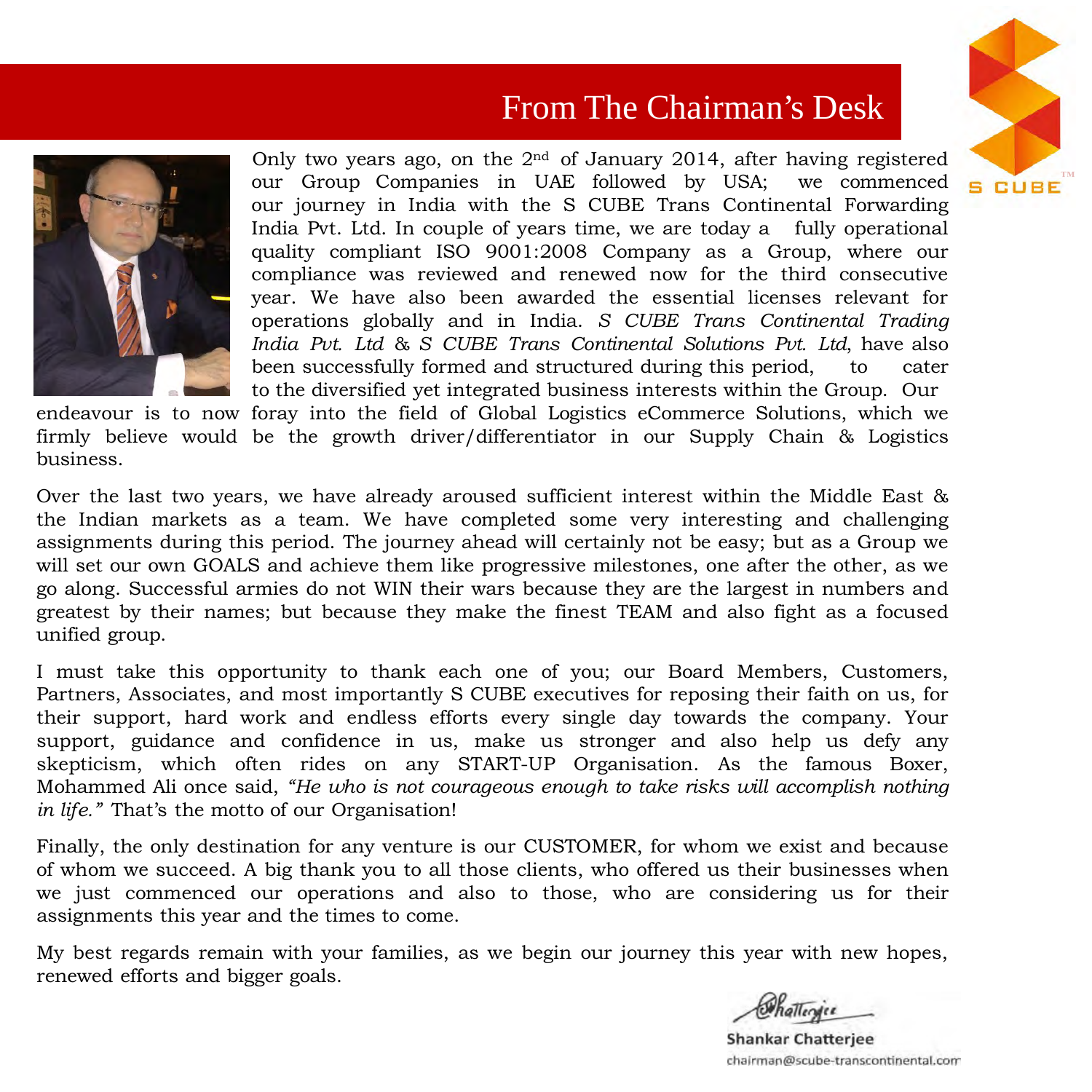# From The Chairman's Desk

Only two years ago, on the 2nd of January 2014, after having registered our Group Companies in UAE followed by USA; we commenced our journey in India with the S CUBE Trans Continental Forwarding India Pvt. Ltd. In couple of years time, we are today a fully operational quality compliant ISO 9001:2008 Company as a Group, where our compliance was reviewed and renewed now for the third consecutive year. We have also been awarded the essential licenses relevant for operations globally and in India. *S CUBE Trans Continental Trading India Pvt. Ltd* & *S CUBE Trans Continental Solutions Pvt. Ltd*, have also been successfully formed and structured during this period, to cater to the diversified yet integrated business interests within the Group. Our endeavour is to now foray into the field of Global Logistics eCommerce Solutions, which we firmly believe would be the growth driver/differentiator in our Supply Chain & Logistics business.

Over the last two years, we have already aroused sufficient interest within the Middle East & the Indian markets as a team. We have completed some very interesting and challenging assignments during this period. The journey ahead will certainly not be easy; but as a Group we will set our own GOALS and achieve them like progressive milestones, one after the other, as we go along. Successful armies do not WIN their wars because they are the largest in numbers and greatest by their names; but because they make the finest TEAM and also fight as a focused unified group.

I must take this opportunity to thank each one of you; our Board Members, Customers, Partners, Associates, and most importantly S CUBE executives for reposing their faith on us, for their support, hard work and endless efforts every single day towards the company. Your support, guidance and confidence in us, make us stronger and also help us defy any skepticism, which often rides on any START-UP Organisation. As the famous Boxer, Mohammed Ali once said, *"He who is not courageous enough to take risks will accomplish nothing in life."* That's the motto of our Organisation!

Finally, the only destination for any venture is our CUSTOMER, for whom we exist and because of whom we succeed. A big thank you to all those clients, who offered us their businesses when we just commenced our operations and also to those, who are considering us for their assignments this year and the times to come.

My best regards remain with your families, as we begin our journey this year with new hopes, renewed efforts and bigger goals.

**Shankar Chatterjee**
chairman@scube-transcontinental.com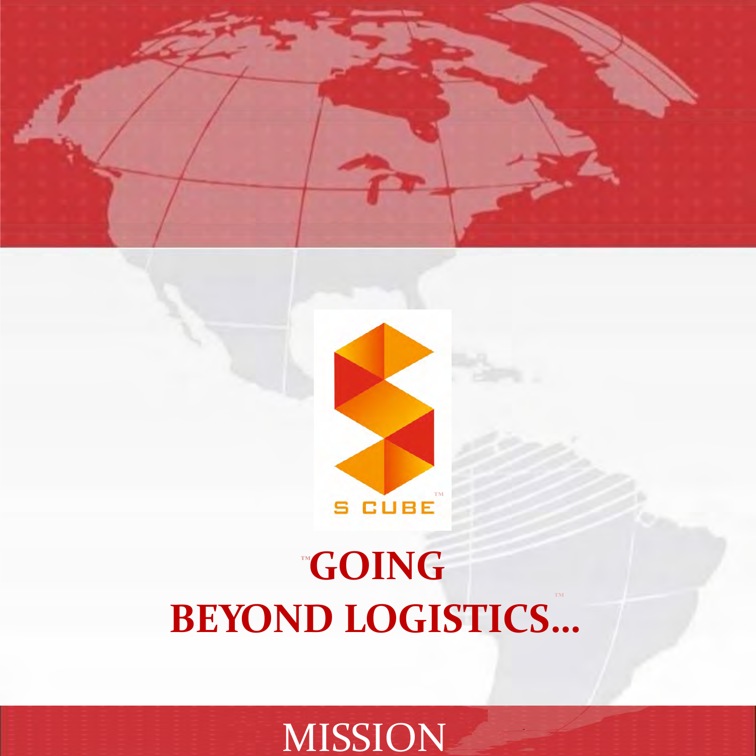S CUBE™

# GOING BEYOND LOGISTICS...

# MISSION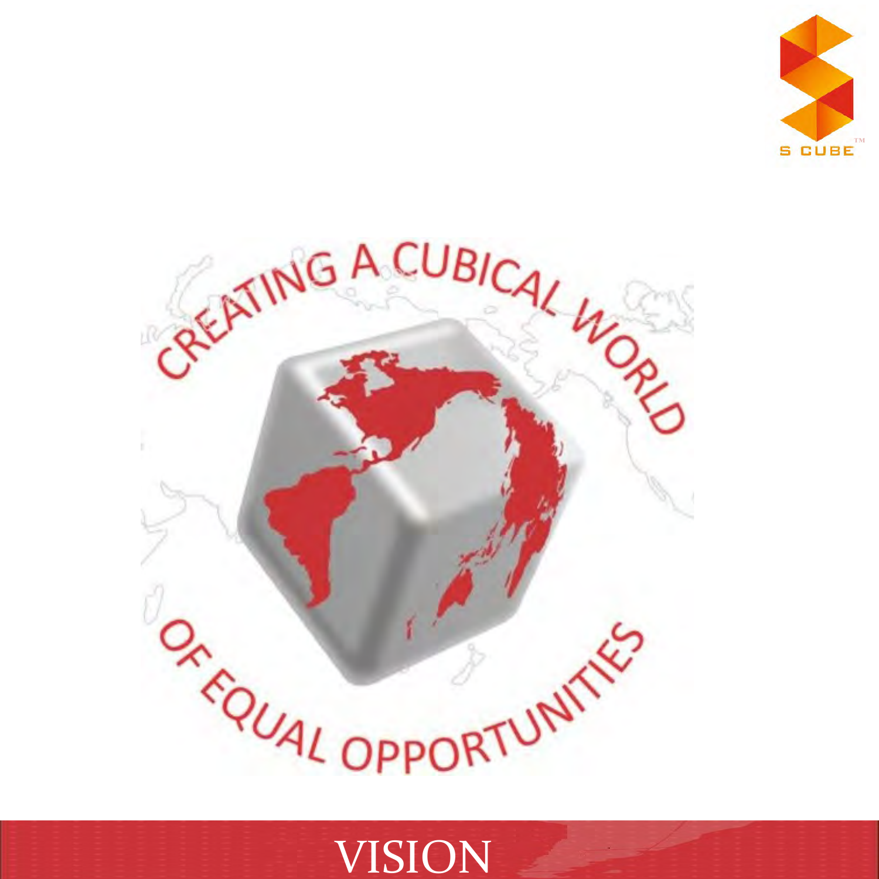CREATING A CUBICAL WORLD OF EQUAL OPPORTUNITIES

# VISION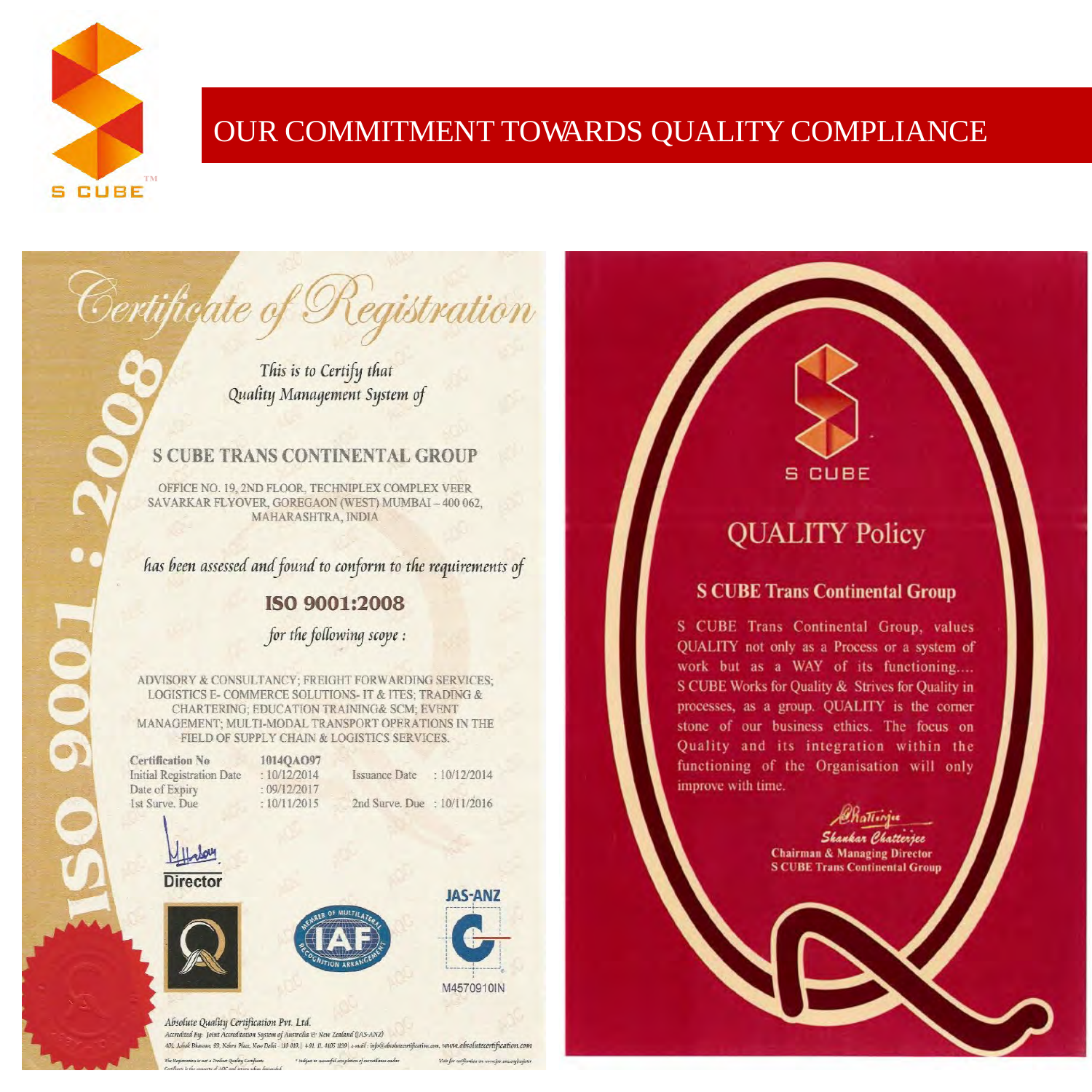S CUBE

# OUR COMMITMENT TOWARDS QUALITY COMPLIANCE

## Certificate of Registration

ISO 9001 : 2008

*This is to Certify that*
*Quality Management System of*

**S CUBE TRANS CONTINENTAL GROUP**

OFFICE NO. 19, 2ND FLOOR, TECHNIPLEX COMPLEX VEER SAVARKAR FLYOVER, GOREGAON (WEST) MUMBAI – 400 062, MAHARASHTRA, INDIA

*has been assessed and found to conform to the requirements of*

**ISO 9001:2008**

*for the following scope :*

ADVISORY & CONSULTANCY; FREIGHT FORWARDING SERVICES; LOGISTICS E- COMMERCE SOLUTIONS- IT & ITES; TRADING & CHARTERING; EDUCATION TRAINING& SCM; EVENT MANAGEMENT; MULTI-MODAL TRANSPORT OPERATIONS IN THE FIELD OF SUPPLY CHAIN & LOGISTICS SERVICES.

| | | | |
|---|---|---|---|
| **Certification No** | 1014QAO97 | | |
| Initial Registration Date | : 10/12/2014 | Issuance Date | : 10/12/2014 |
| Date of Expiry | : 09/12/2017 | | |
| 1st Surve. Due | : 10/11/2015 | 2nd Surve. Due | : 10/11/2016 |

**Director**

JAS-ANZ

M4570910IN

*Absolute Quality Certification Pvt. Ltd.*
*Accredited By: Joint Accreditation System of Australia & New Zealand (JAS-ANZ)*
www.absolutecertification.com

S CUBE

## QUALITY Policy

### S CUBE Trans Continental Group

S CUBE Trans Continental Group, values QUALITY not only as a Process or a system of work but as a WAY of its functioning.... S CUBE Works for Quality & Strives for Quality in processes, as a group. QUALITY is the corner stone of our business ethics. The focus on Quality and its integration within the functioning of the Organisation will only improve with time.

*Shankar Chatterjee*
**Chairman & Managing Director**
**S CUBE Trans Continental Group**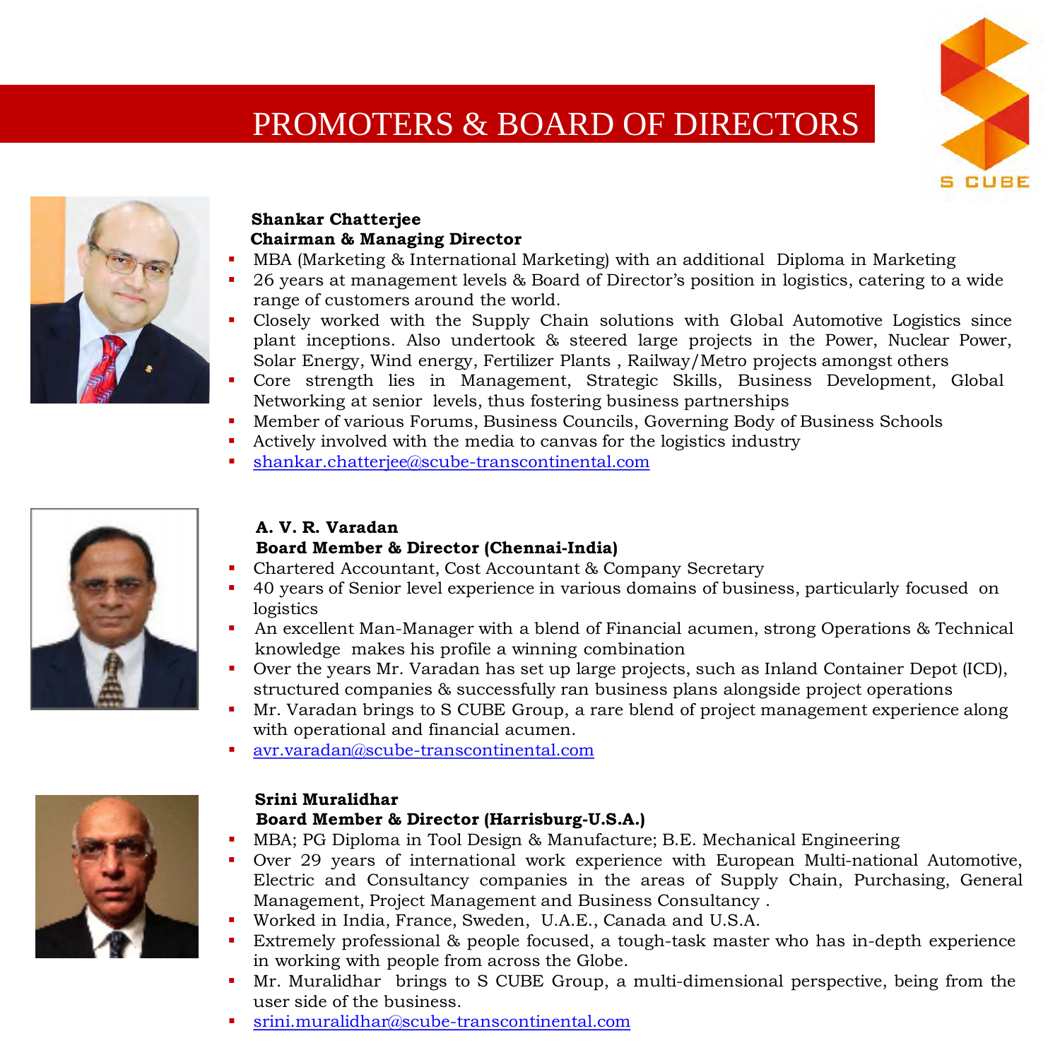# PROMOTERS & BOARD OF DIRECTORS

S CUBE

**Shankar Chatterjee**
**Chairman & Managing Director**

- MBA (Marketing & International Marketing) with an additional Diploma in Marketing
- 26 years at management levels & Board of Director's position in logistics, catering to a wide range of customers around the world.
- Closely worked with the Supply Chain solutions with Global Automotive Logistics since plant inceptions. Also undertook & steered large projects in the Power, Nuclear Power, Solar Energy, Wind energy, Fertilizer Plants , Railway/Metro projects amongst others
- Core strength lies in Management, Strategic Skills, Business Development, Global Networking at senior levels, thus fostering business partnerships
- Member of various Forums, Business Councils, Governing Body of Business Schools
- Actively involved with the media to canvas for the logistics industry
- shankar.chatterjee@scube-transcontinental.com

**A. V. R. Varadan**
**Board Member & Director (Chennai-India)**

- Chartered Accountant, Cost Accountant & Company Secretary
- 40 years of Senior level experience in various domains of business, particularly focused on logistics
- An excellent Man-Manager with a blend of Financial acumen, strong Operations & Technical knowledge makes his profile a winning combination
- Over the years Mr. Varadan has set up large projects, such as Inland Container Depot (ICD), structured companies & successfully ran business plans alongside project operations
- Mr. Varadan brings to S CUBE Group, a rare blend of project management experience along with operational and financial acumen.
- avr.varadan@scube-transcontinental.com

**Srini Muralidhar**
**Board Member & Director (Harrisburg-U.S.A.)**

- MBA; PG Diploma in Tool Design & Manufacture; B.E. Mechanical Engineering
- Over 29 years of international work experience with European Multi-national Automotive, Electric and Consultancy companies in the areas of Supply Chain, Purchasing, General Management, Project Management and Business Consultancy .
- Worked in India, France, Sweden, U.A.E., Canada and U.S.A.
- Extremely professional & people focused, a tough-task master who has in-depth experience in working with people from across the Globe.
- Mr. Muralidhar brings to S CUBE Group, a multi-dimensional perspective, being from the user side of the business.
- srini.muralidhar@scube-transcontinental.com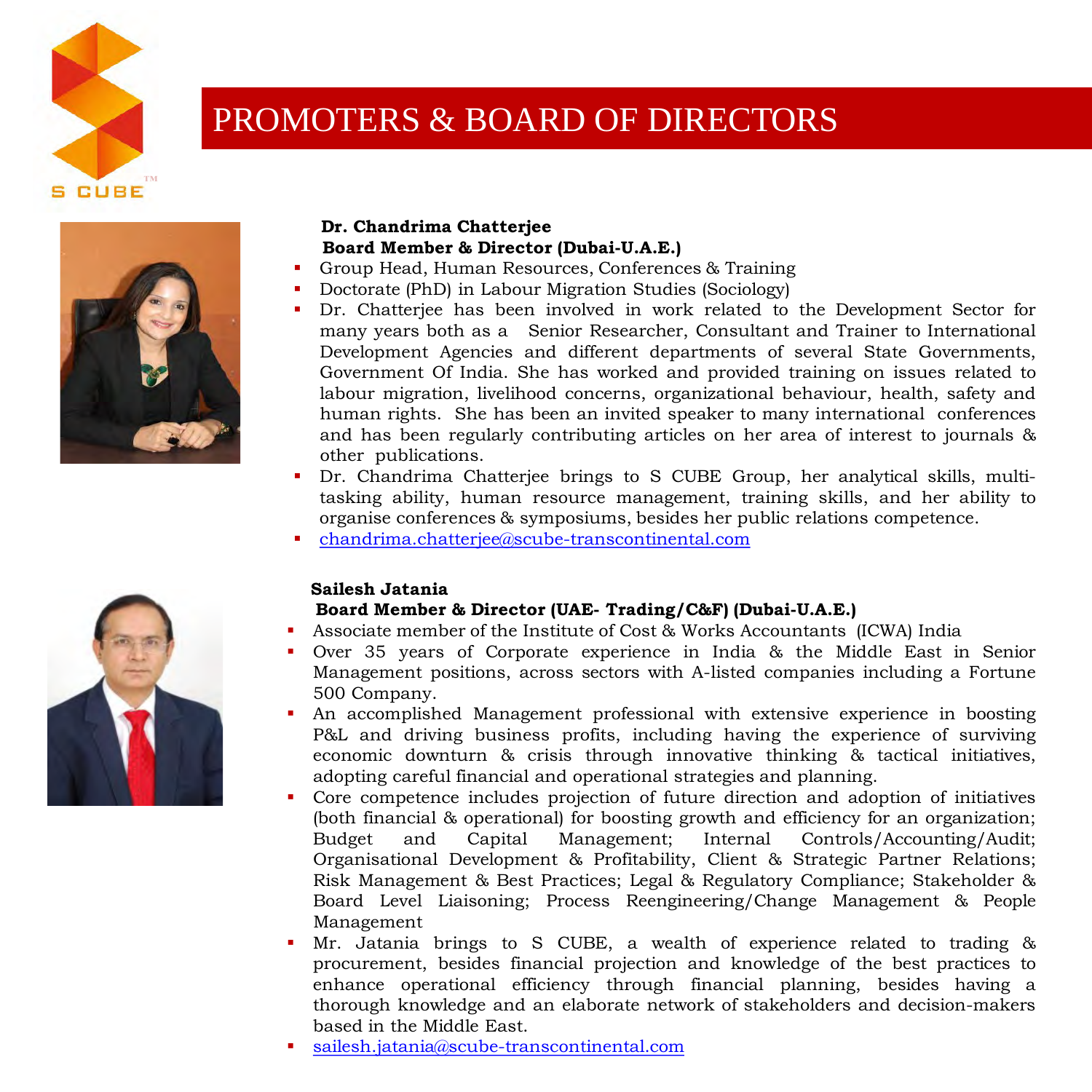# PROMOTERS & BOARD OF DIRECTORS

**Dr. Chandrima Chatterjee**
**Board Member & Director (Dubai-U.A.E.)**

- Group Head, Human Resources, Conferences & Training
- Doctorate (PhD) in Labour Migration Studies (Sociology)
- Dr. Chatterjee has been involved in work related to the Development Sector for many years both as a Senior Researcher, Consultant and Trainer to International Development Agencies and different departments of several State Governments, Government Of India. She has worked and provided training on issues related to labour migration, livelihood concerns, organizational behaviour, health, safety and human rights. She has been an invited speaker to many international conferences and has been regularly contributing articles on her area of interest to journals & other publications.
- Dr. Chandrima Chatterjee brings to S CUBE Group, her analytical skills, multi-tasking ability, human resource management, training skills, and her ability to organise conferences & symposiums, besides her public relations competence.
- chandrima.chatterjee@scube-transcontinental.com

**Sailesh Jatania**
**Board Member & Director (UAE- Trading/C&F) (Dubai-U.A.E.)**

- Associate member of the Institute of Cost & Works Accountants (ICWA) India
- Over 35 years of Corporate experience in India & the Middle East in Senior Management positions, across sectors with A-listed companies including a Fortune 500 Company.
- An accomplished Management professional with extensive experience in boosting P&L and driving business profits, including having the experience of surviving economic downturn & crisis through innovative thinking & tactical initiatives, adopting careful financial and operational strategies and planning.
- Core competence includes projection of future direction and adoption of initiatives (both financial & operational) for boosting growth and efficiency for an organization; Budget and Capital Management; Internal Controls/Accounting/Audit; Organisational Development & Profitability, Client & Strategic Partner Relations; Risk Management & Best Practices; Legal & Regulatory Compliance; Stakeholder & Board Level Liaisoning; Process Reengineering/Change Management & People Management
- Mr. Jatania brings to S CUBE, a wealth of experience related to trading & procurement, besides financial projection and knowledge of the best practices to enhance operational efficiency through financial planning, besides having a thorough knowledge and an elaborate network of stakeholders and decision-makers based in the Middle East.
- sailesh.jatania@scube-transcontinental.com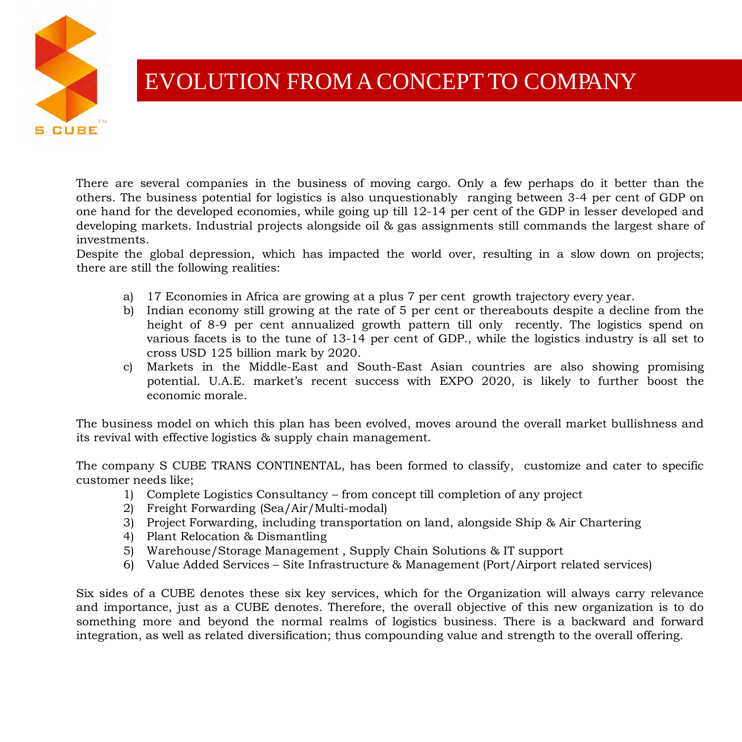# EVOLUTION FROM A CONCEPT TO COMPANY

There are several companies in the business of moving cargo. Only a few perhaps do it better than the others. The business potential for logistics is also unquestionably ranging between 3-4 per cent of GDP on one hand for the developed economies, while going up till 12-14 per cent of the GDP in lesser developed and developing markets. Industrial projects alongside oil & gas assignments still commands the largest share of investments.

Despite the global depression, which has impacted the world over, resulting in a slow down on projects; there are still the following realities:

a) 17 Economies in Africa are growing at a plus 7 per cent growth trajectory every year.

b) Indian economy still growing at the rate of 5 per cent or thereabouts despite a decline from the height of 8-9 per cent annualized growth pattern till only recently. The logistics spend on various facets is to the tune of 13-14 per cent of GDP., while the logistics industry is all set to cross USD 125 billion mark by 2020.

c) Markets in the Middle-East and South-East Asian countries are also showing promising potential. U.A.E. market's recent success with EXPO 2020, is likely to further boost the economic morale.

The business model on which this plan has been evolved, moves around the overall market bullishness and its revival with effective logistics & supply chain management.

The company S CUBE TRANS CONTINENTAL, has been formed to classify, customize and cater to specific customer needs like;

1) Complete Logistics Consultancy – from concept till completion of any project
2) Freight Forwarding (Sea/Air/Multi-modal)
3) Project Forwarding, including transportation on land, alongside Ship & Air Chartering
4) Plant Relocation & Dismantling
5) Warehouse/Storage Management , Supply Chain Solutions & IT support
6) Value Added Services – Site Infrastructure & Management (Port/Airport related services)

Six sides of a CUBE denotes these six key services, which for the Organization will always carry relevance and importance, just as a CUBE denotes. Therefore, the overall objective of this new organization is to do something more and beyond the normal realms of logistics business. There is a backward and forward integration, as well as related diversification; thus compounding value and strength to the overall offering.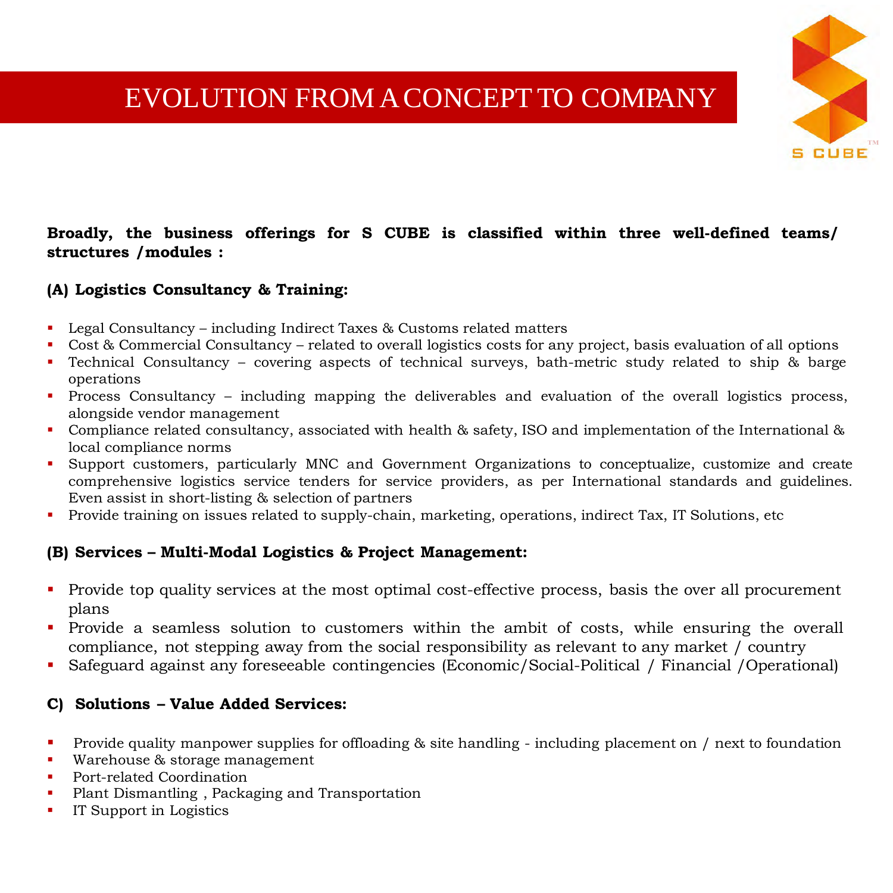# EVOLUTION FROM A CONCEPT TO COMPANY

**Broadly, the business offerings for S CUBE is classified within three well-defined teams/ structures /modules :**

**(A) Logistics Consultancy & Training:**

- Legal Consultancy – including Indirect Taxes & Customs related matters
- Cost & Commercial Consultancy – related to overall logistics costs for any project, basis evaluation of all options
- Technical Consultancy – covering aspects of technical surveys, bath-metric study related to ship & barge operations
- Process Consultancy – including mapping the deliverables and evaluation of the overall logistics process, alongside vendor management
- Compliance related consultancy, associated with health & safety, ISO and implementation of the International & local compliance norms
- Support customers, particularly MNC and Government Organizations to conceptualize, customize and create comprehensive logistics service tenders for service providers, as per International standards and guidelines. Even assist in short-listing & selection of partners
- Provide training on issues related to supply-chain, marketing, operations, indirect Tax, IT Solutions, etc

**(B) Services – Multi-Modal Logistics & Project Management:**

- Provide top quality services at the most optimal cost-effective process, basis the over all procurement plans
- Provide a seamless solution to customers within the ambit of costs, while ensuring the overall compliance, not stepping away from the social responsibility as relevant to any market / country
- Safeguard against any foreseeable contingencies (Economic/Social-Political / Financial /Operational)

**C) Solutions – Value Added Services:**

- Provide quality manpower supplies for offloading & site handling - including placement on / next to foundation
- Warehouse & storage management
- Port-related Coordination
- Plant Dismantling , Packaging and Transportation
- IT Support in Logistics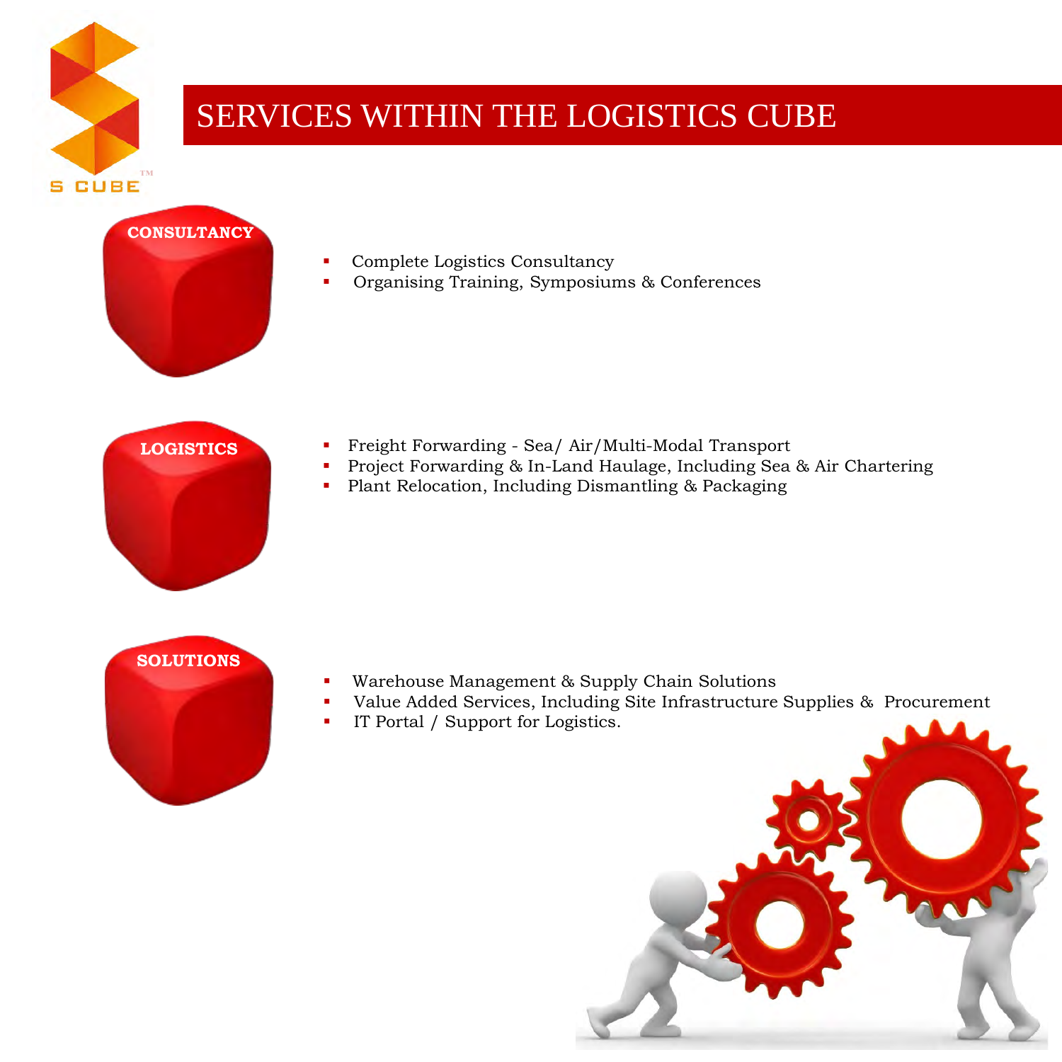# SERVICES WITHIN THE LOGISTICS CUBE

**CONSULTANCY**

- Complete Logistics Consultancy
- Organising Training, Symposiums & Conferences

**LOGISTICS**

- Freight Forwarding - Sea/ Air/Multi-Modal Transport
- Project Forwarding & In-Land Haulage, Including Sea & Air Chartering
- Plant Relocation, Including Dismantling & Packaging

**SOLUTIONS**

- Warehouse Management & Supply Chain Solutions
- Value Added Services, Including Site Infrastructure Supplies & Procurement
- IT Portal / Support for Logistics.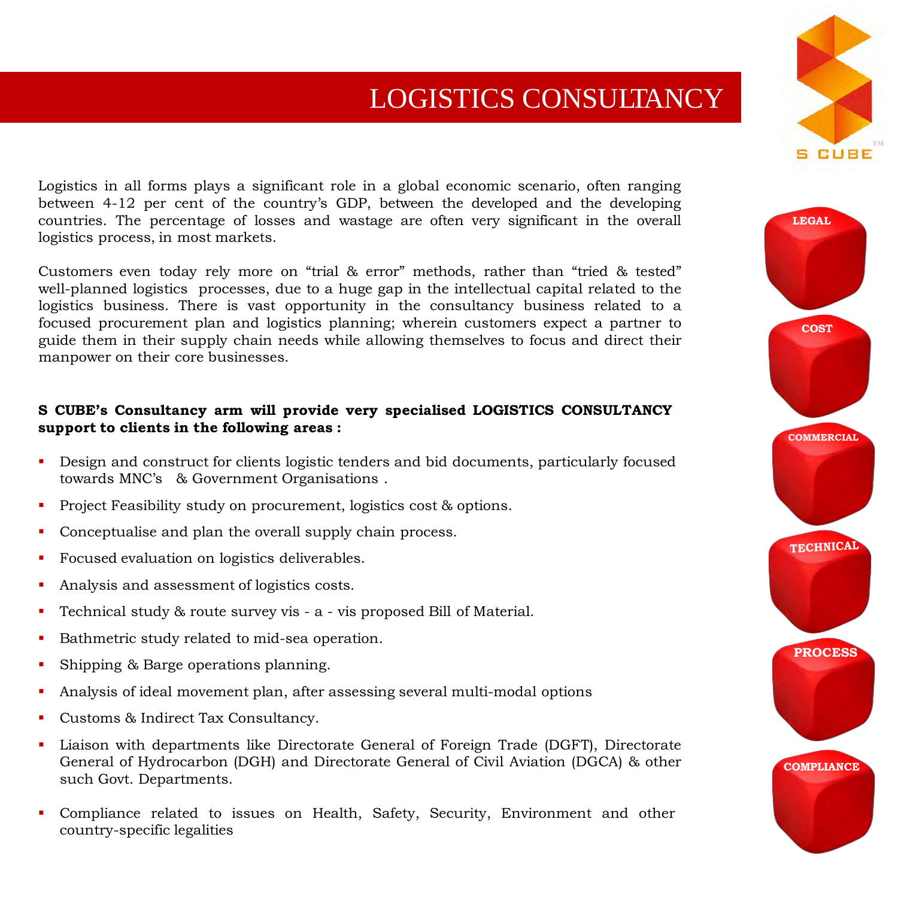# LOGISTICS CONSULTANCY

Logistics in all forms plays a significant role in a global economic scenario, often ranging between 4-12 per cent of the country's GDP, between the developed and the developing countries. The percentage of losses and wastage are often very significant in the overall logistics process, in most markets.

Customers even today rely more on "trial & error" methods, rather than "tried & tested" well-planned logistics processes, due to a huge gap in the intellectual capital related to the logistics business. There is vast opportunity in the consultancy business related to a focused procurement plan and logistics planning; wherein customers expect a partner to guide them in their supply chain needs while allowing themselves to focus and direct their manpower on their core businesses.

**S CUBE's Consultancy arm will provide very specialised LOGISTICS CONSULTANCY support to clients in the following areas :**

- Design and construct for clients logistic tenders and bid documents, particularly focused towards MNC's & Government Organisations .
- Project Feasibility study on procurement, logistics cost & options.
- Conceptualise and plan the overall supply chain process.
- Focused evaluation on logistics deliverables.
- Analysis and assessment of logistics costs.
- Technical study & route survey vis - a - vis proposed Bill of Material.
- Bathmetric study related to mid-sea operation.
- Shipping & Barge operations planning.
- Analysis of ideal movement plan, after assessing several multi-modal options
- Customs & Indirect Tax Consultancy.
- Liaison with departments like Directorate General of Foreign Trade (DGFT), Directorate General of Hydrocarbon (DGH) and Directorate General of Civil Aviation (DGCA) & other such Govt. Departments.
- Compliance related to issues on Health, Safety, Security, Environment and other country-specific legalities

S CUBE™

LEGAL

COST

COMMERCIAL

TECHNICAL

PROCESS

COMPLIANCE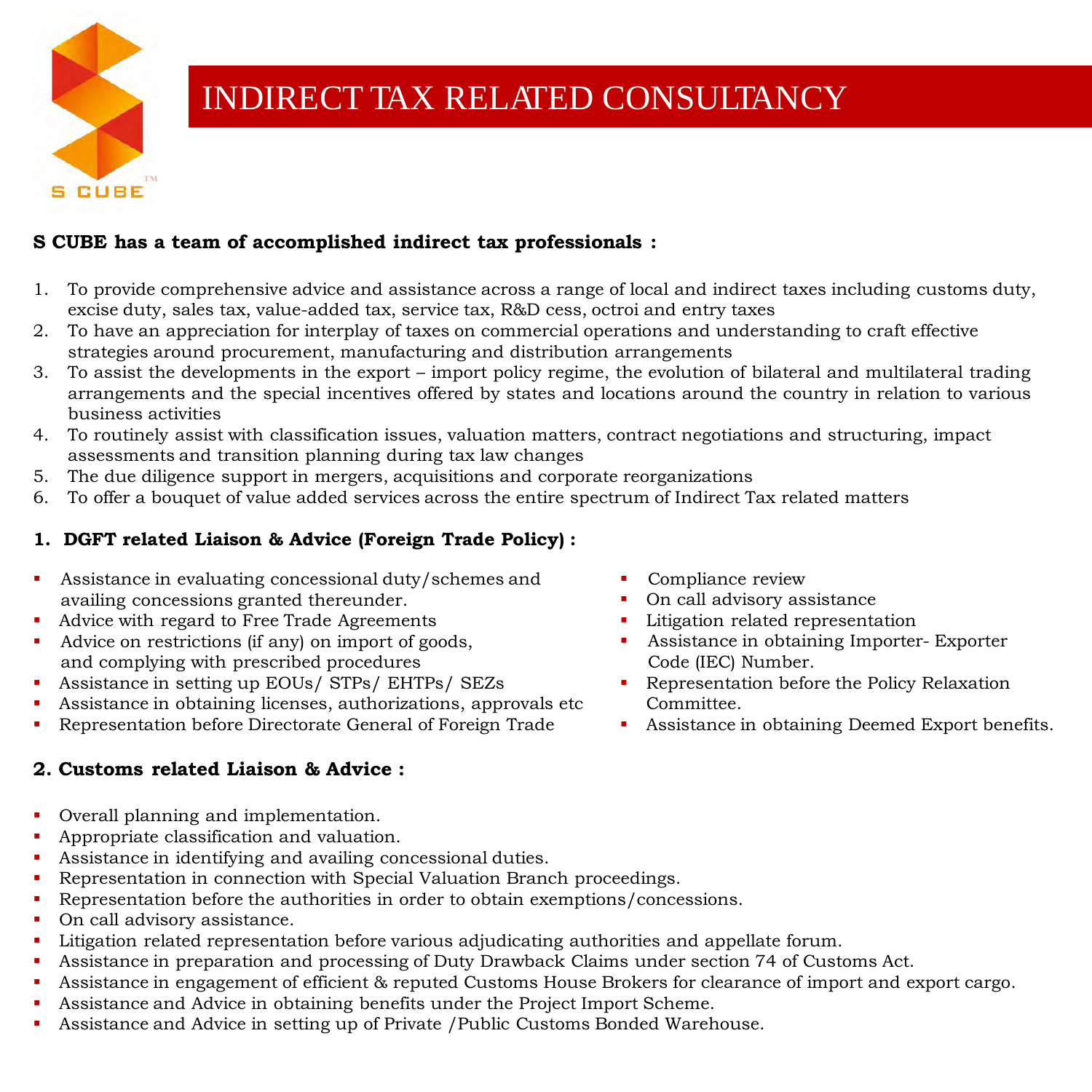# INDIRECT TAX RELATED CONSULTANCY

**S CUBE has a team of accomplished indirect tax professionals :**

1. To provide comprehensive advice and assistance across a range of local and indirect taxes including customs duty, excise duty, sales tax, value-added tax, service tax, R&D cess, octroi and entry taxes
2. To have an appreciation for interplay of taxes on commercial operations and understanding to craft effective strategies around procurement, manufacturing and distribution arrangements
3. To assist the developments in the export – import policy regime, the evolution of bilateral and multilateral trading arrangements and the special incentives offered by states and locations around the country in relation to various business activities
4. To routinely assist with classification issues, valuation matters, contract negotiations and structuring, impact assessments and transition planning during tax law changes
5. The due diligence support in mergers, acquisitions and corporate reorganizations
6. To offer a bouquet of value added services across the entire spectrum of Indirect Tax related matters

## 1. DGFT related Liaison & Advice (Foreign Trade Policy) :

- Assistance in evaluating concessional duty/schemes and availing concessions granted thereunder.
- Advice with regard to Free Trade Agreements
- Advice on restrictions (if any) on import of goods, and complying with prescribed procedures
- Assistance in setting up EOUs/ STPs/ EHTPs/ SEZs
- Assistance in obtaining licenses, authorizations, approvals etc
- Representation before Directorate General of Foreign Trade
- Compliance review
- On call advisory assistance
- Litigation related representation
- Assistance in obtaining Importer- Exporter Code (IEC) Number.
- Representation before the Policy Relaxation Committee.
- Assistance in obtaining Deemed Export benefits.

## 2. Customs related Liaison & Advice :

- Overall planning and implementation.
- Appropriate classification and valuation.
- Assistance in identifying and availing concessional duties.
- Representation in connection with Special Valuation Branch proceedings.
- Representation before the authorities in order to obtain exemptions/concessions.
- On call advisory assistance.
- Litigation related representation before various adjudicating authorities and appellate forum.
- Assistance in preparation and processing of Duty Drawback Claims under section 74 of Customs Act.
- Assistance in engagement of efficient & reputed Customs House Brokers for clearance of import and export cargo.
- Assistance and Advice in obtaining benefits under the Project Import Scheme.
- Assistance and Advice in setting up of Private /Public Customs Bonded Warehouse.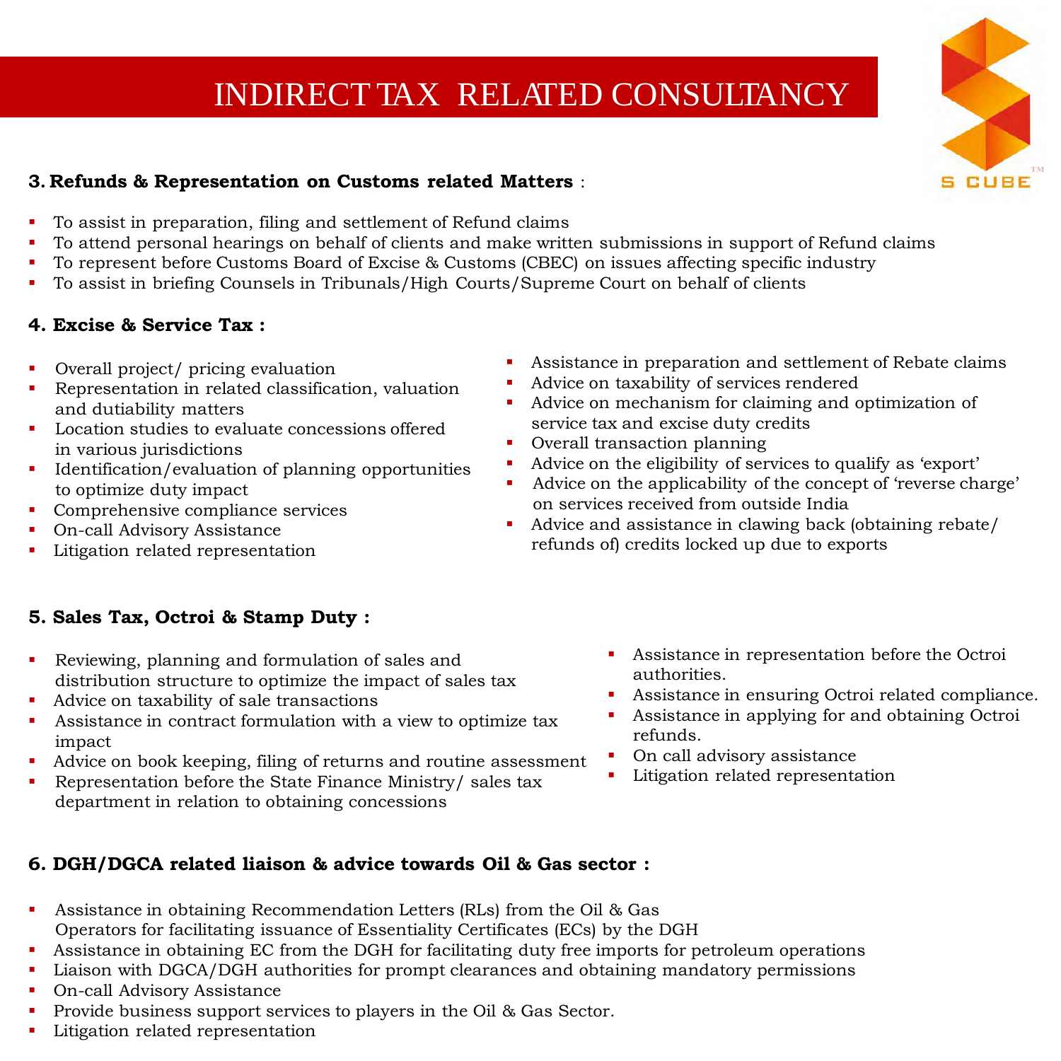# INDIRECT TAX RELATED CONSULTANCY

S CUBE™

**3. Refunds & Representation on Customs related Matters** :

- To assist in preparation, filing and settlement of Refund claims
- To attend personal hearings on behalf of clients and make written submissions in support of Refund claims
- To represent before Customs Board of Excise & Customs (CBEC) on issues affecting specific industry
- To assist in briefing Counsels in Tribunals/High Courts/Supreme Court on behalf of clients

**4. Excise & Service Tax :**

- Overall project/ pricing evaluation
- Representation in related classification, valuation and dutiability matters
- Location studies to evaluate concessions offered in various jurisdictions
- Identification/evaluation of planning opportunities to optimize duty impact
- Comprehensive compliance services
- On-call Advisory Assistance
- Litigation related representation
- Assistance in preparation and settlement of Rebate claims
- Advice on taxability of services rendered
- Advice on mechanism for claiming and optimization of service tax and excise duty credits
- Overall transaction planning
- Advice on the eligibility of services to qualify as 'export'
- Advice on the applicability of the concept of 'reverse charge' on services received from outside India
- Advice and assistance in clawing back (obtaining rebate/ refunds of) credits locked up due to exports

**5. Sales Tax, Octroi & Stamp Duty :**

- Reviewing, planning and formulation of sales and distribution structure to optimize the impact of sales tax
- Advice on taxability of sale transactions
- Assistance in contract formulation with a view to optimize tax impact
- Advice on book keeping, filing of returns and routine assessment
- Representation before the State Finance Ministry/ sales tax department in relation to obtaining concessions
- Assistance in representation before the Octroi authorities.
- Assistance in ensuring Octroi related compliance.
- Assistance in applying for and obtaining Octroi refunds.
- On call advisory assistance
- Litigation related representation

**6. DGH/DGCA related liaison & advice towards Oil & Gas sector :**

- Assistance in obtaining Recommendation Letters (RLs) from the Oil & Gas Operators for facilitating issuance of Essentiality Certificates (ECs) by the DGH
- Assistance in obtaining EC from the DGH for facilitating duty free imports for petroleum operations
- Liaison with DGCA/DGH authorities for prompt clearances and obtaining mandatory permissions
- On-call Advisory Assistance
- Provide business support services to players in the Oil & Gas Sector.
- Litigation related representation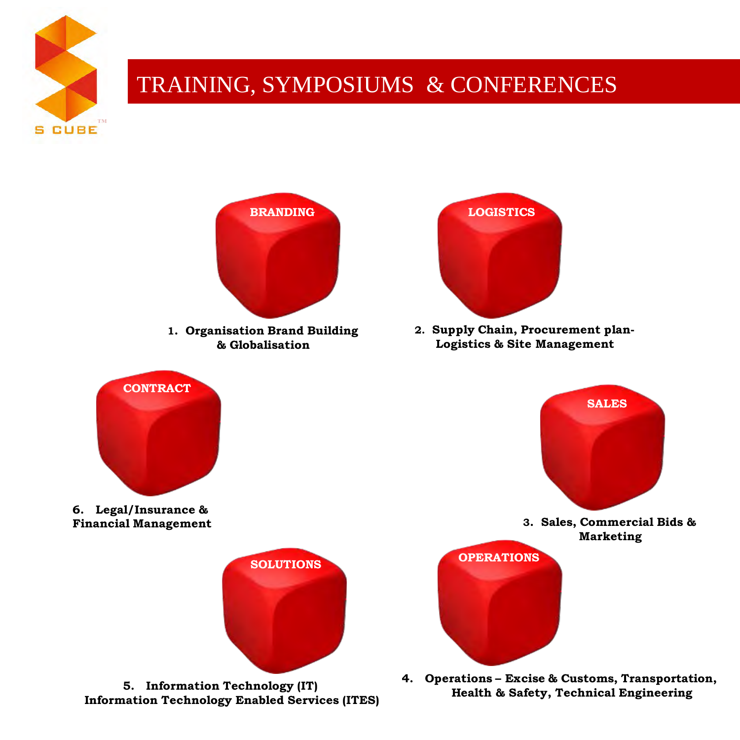# TRAINING, SYMPOSIUMS & CONFERENCES

**BRANDING**

1. **Organisation Brand Building & Globalisation**

**LOGISTICS**

2. **Supply Chain, Procurement plan- Logistics & Site Management**

**SALES**

3. **Sales, Commercial Bids & Marketing**

**OPERATIONS**

4. **Operations – Excise & Customs, Transportation, Health & Safety, Technical Engineering**

**SOLUTIONS**

5. **Information Technology (IT) Information Technology Enabled Services (ITES)**

**CONTRACT**

6. **Legal/Insurance & Financial Management**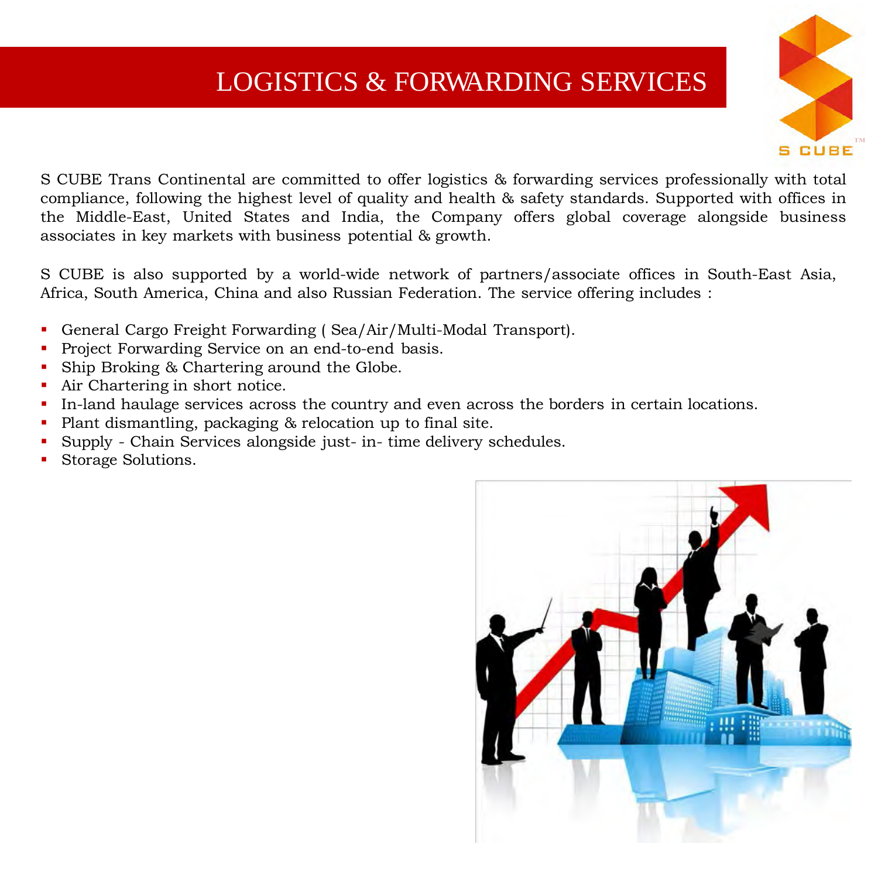# LOGISTICS & FORWARDING SERVICES

S CUBE Trans Continental are committed to offer logistics & forwarding services professionally with total compliance, following the highest level of quality and health & safety standards. Supported with offices in the Middle-East, United States and India, the Company offers global coverage alongside business associates in key markets with business potential & growth.

S CUBE is also supported by a world-wide network of partners/associate offices in South-East Asia, Africa, South America, China and also Russian Federation. The service offering includes :

- General Cargo Freight Forwarding ( Sea/Air/Multi-Modal Transport).
- Project Forwarding Service on an end-to-end basis.
- Ship Broking & Chartering around the Globe.
- Air Chartering in short notice.
- In-land haulage services across the country and even across the borders in certain locations.
- Plant dismantling, packaging & relocation up to final site.
- Supply - Chain Services alongside just- in- time delivery schedules.
- Storage Solutions.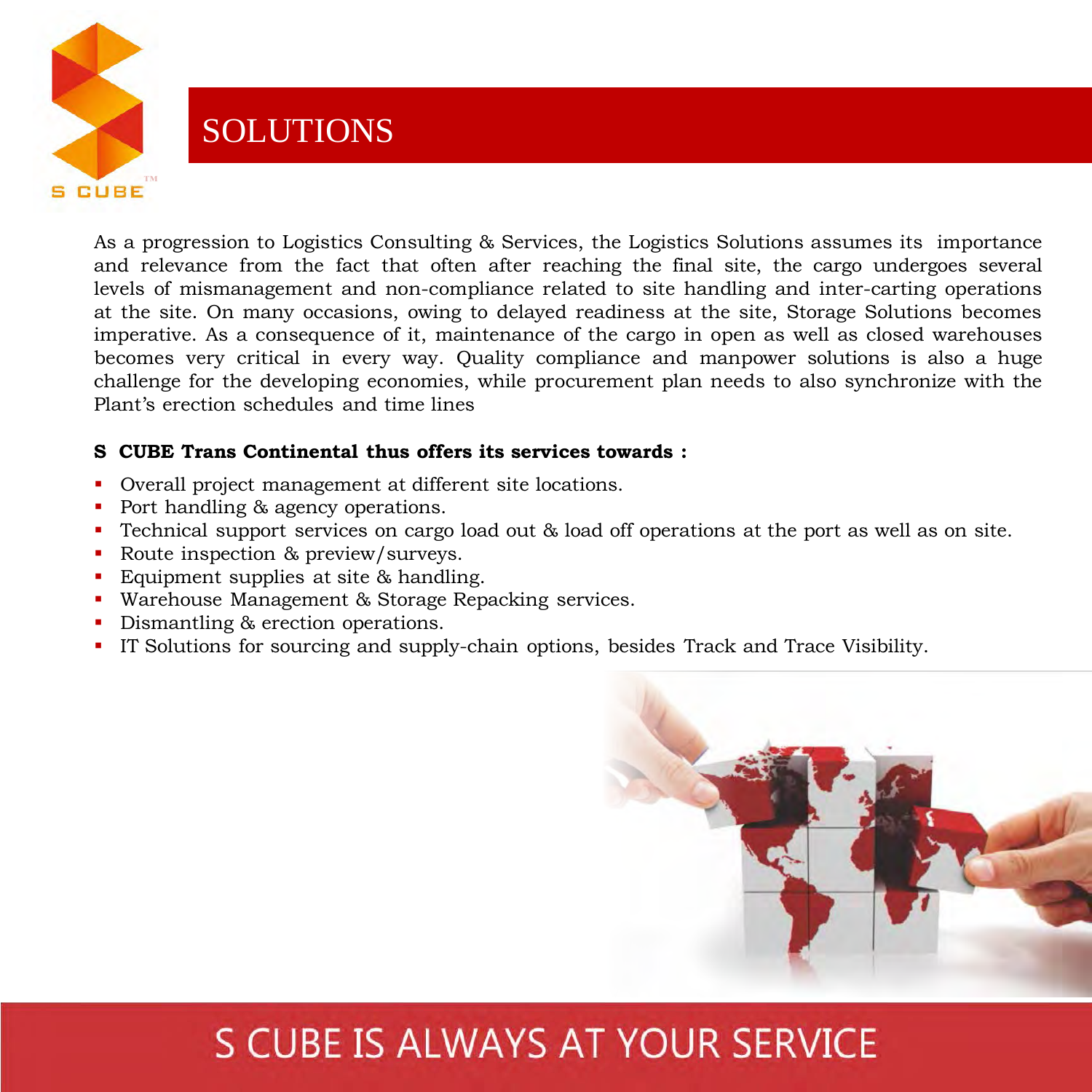# SOLUTIONS

As a progression to Logistics Consulting & Services, the Logistics Solutions assumes its importance and relevance from the fact that often after reaching the final site, the cargo undergoes several levels of mismanagement and non-compliance related to site handling and inter-carting operations at the site. On many occasions, owing to delayed readiness at the site, Storage Solutions becomes imperative. As a consequence of it, maintenance of the cargo in open as well as closed warehouses becomes very critical in every way. Quality compliance and manpower solutions is also a huge challenge for the developing economies, while procurement plan needs to also synchronize with the Plant's erection schedules and time lines

**S CUBE Trans Continental thus offers its services towards :**

- Overall project management at different site locations.
- Port handling & agency operations.
- Technical support services on cargo load out & load off operations at the port as well as on site.
- Route inspection & preview/surveys.
- Equipment supplies at site & handling.
- Warehouse Management & Storage Repacking services.
- Dismantling & erection operations.
- IT Solutions for sourcing and supply-chain options, besides Track and Trace Visibility.

S CUBE IS ALWAYS AT YOUR SERVICE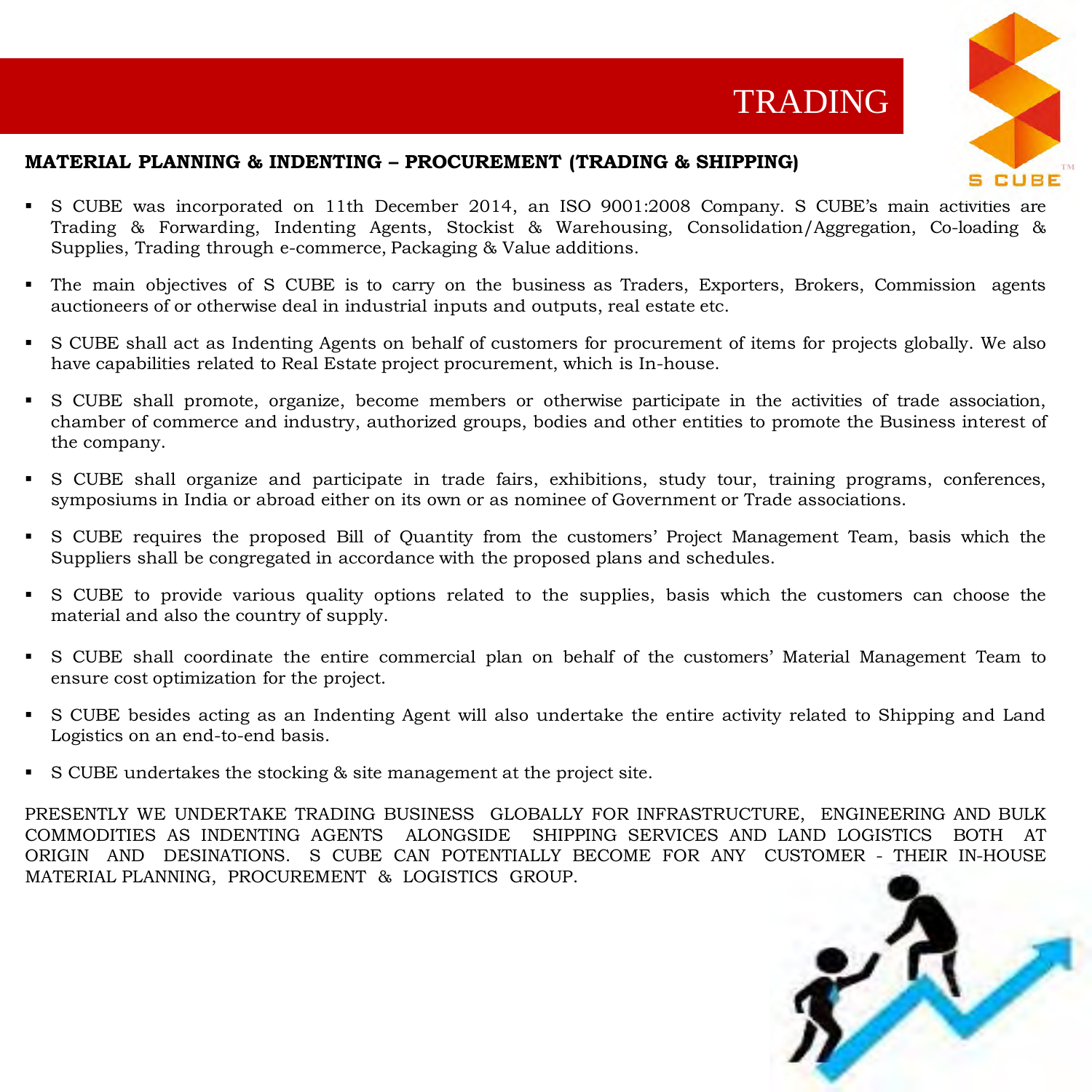# TRADING

**MATERIAL PLANNING & INDENTING – PROCUREMENT (TRADING & SHIPPING)**

- S CUBE was incorporated on 11th December 2014, an ISO 9001:2008 Company. S CUBE's main activities are Trading & Forwarding, Indenting Agents, Stockist & Warehousing, Consolidation/Aggregation, Co-loading & Supplies, Trading through e-commerce, Packaging & Value additions.
- The main objectives of S CUBE is to carry on the business as Traders, Exporters, Brokers, Commission agents auctioneers of or otherwise deal in industrial inputs and outputs, real estate etc.
- S CUBE shall act as Indenting Agents on behalf of customers for procurement of items for projects globally. We also have capabilities related to Real Estate project procurement, which is In-house.
- S CUBE shall promote, organize, become members or otherwise participate in the activities of trade association, chamber of commerce and industry, authorized groups, bodies and other entities to promote the Business interest of the company.
- S CUBE shall organize and participate in trade fairs, exhibitions, study tour, training programs, conferences, symposiums in India or abroad either on its own or as nominee of Government or Trade associations.
- S CUBE requires the proposed Bill of Quantity from the customers' Project Management Team, basis which the Suppliers shall be congregated in accordance with the proposed plans and schedules.
- S CUBE to provide various quality options related to the supplies, basis which the customers can choose the material and also the country of supply.
- S CUBE shall coordinate the entire commercial plan on behalf of the customers' Material Management Team to ensure cost optimization for the project.
- S CUBE besides acting as an Indenting Agent will also undertake the entire activity related to Shipping and Land Logistics on an end-to-end basis.
- S CUBE undertakes the stocking & site management at the project site.

PRESENTLY WE UNDERTAKE TRADING BUSINESS GLOBALLY FOR INFRASTRUCTURE, ENGINEERING AND BULK COMMODITIES AS INDENTING AGENTS ALONGSIDE SHIPPING SERVICES AND LAND LOGISTICS BOTH AT ORIGIN AND DESINATIONS. S CUBE CAN POTENTIALLY BECOME FOR ANY CUSTOMER - THEIR IN-HOUSE MATERIAL PLANNING, PROCUREMENT & LOGISTICS GROUP.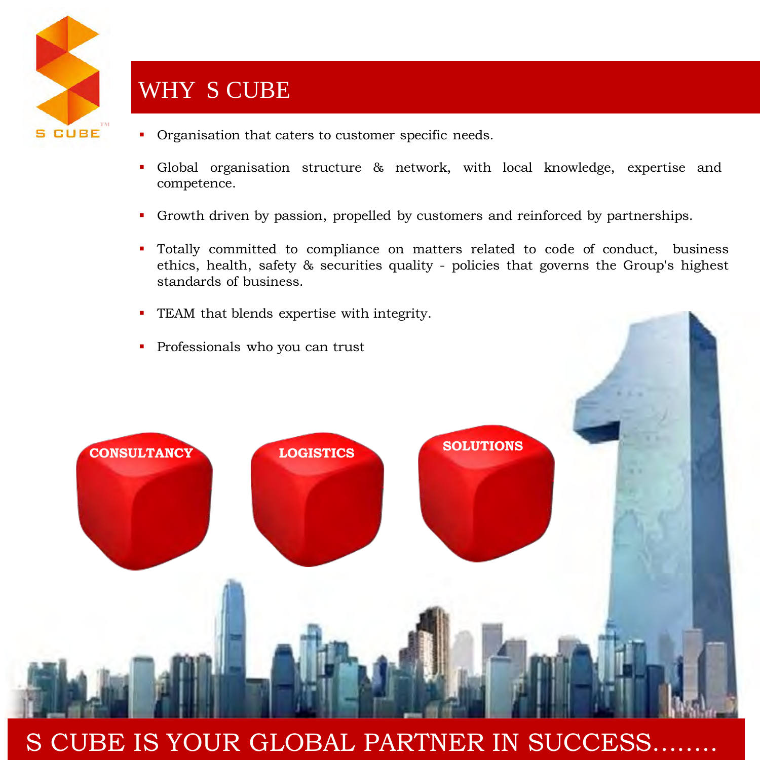S CUBE

# WHY S CUBE

- Organisation that caters to customer specific needs.
- Global organisation structure & network, with local knowledge, expertise and competence.
- Growth driven by passion, propelled by customers and reinforced by partnerships.
- Totally committed to compliance on matters related to code of conduct, business ethics, health, safety & securities quality - policies that governs the Group's highest standards of business.
- TEAM that blends expertise with integrity.
- Professionals who you can trust

**CONSULTANCY** **LOGISTICS** **SOLUTIONS**

## S CUBE IS YOUR GLOBAL PARTNER IN SUCCESS……..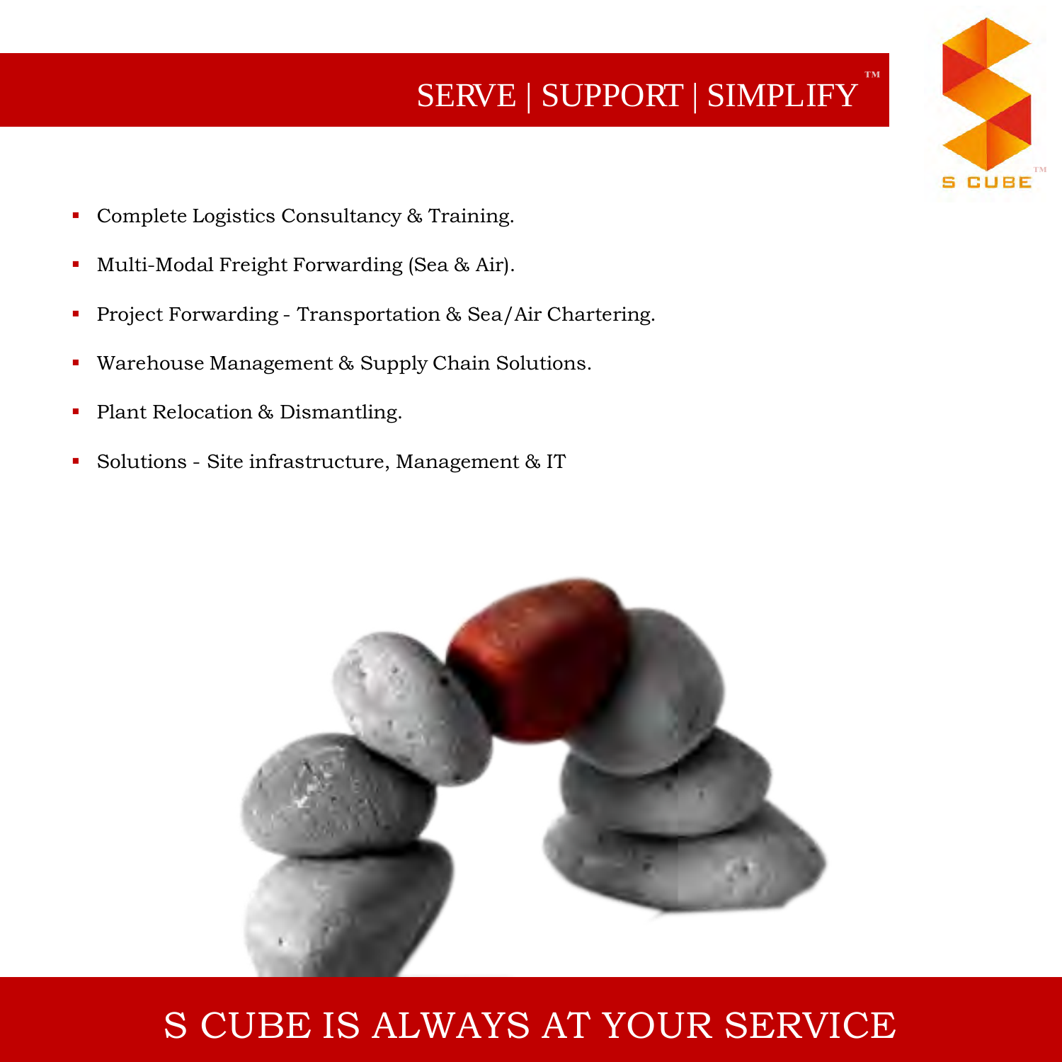# SERVE | SUPPORT | SIMPLIFY™

- Complete Logistics Consultancy & Training.
- Multi-Modal Freight Forwarding (Sea & Air).
- Project Forwarding - Transportation & Sea/Air Chartering.
- Warehouse Management & Supply Chain Solutions.
- Plant Relocation & Dismantling.
- Solutions - Site infrastructure, Management & IT

## S CUBE IS ALWAYS AT YOUR SERVICE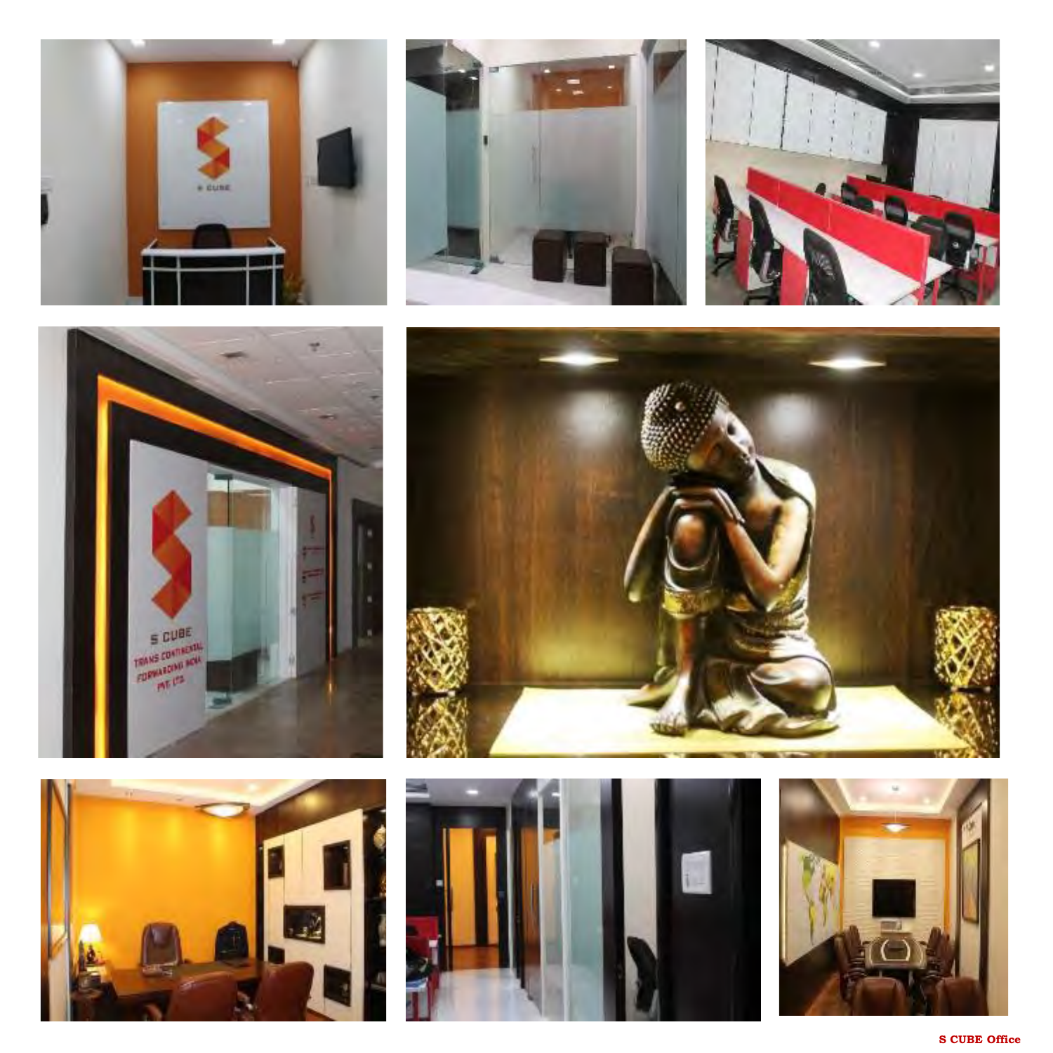**S CUBE Office**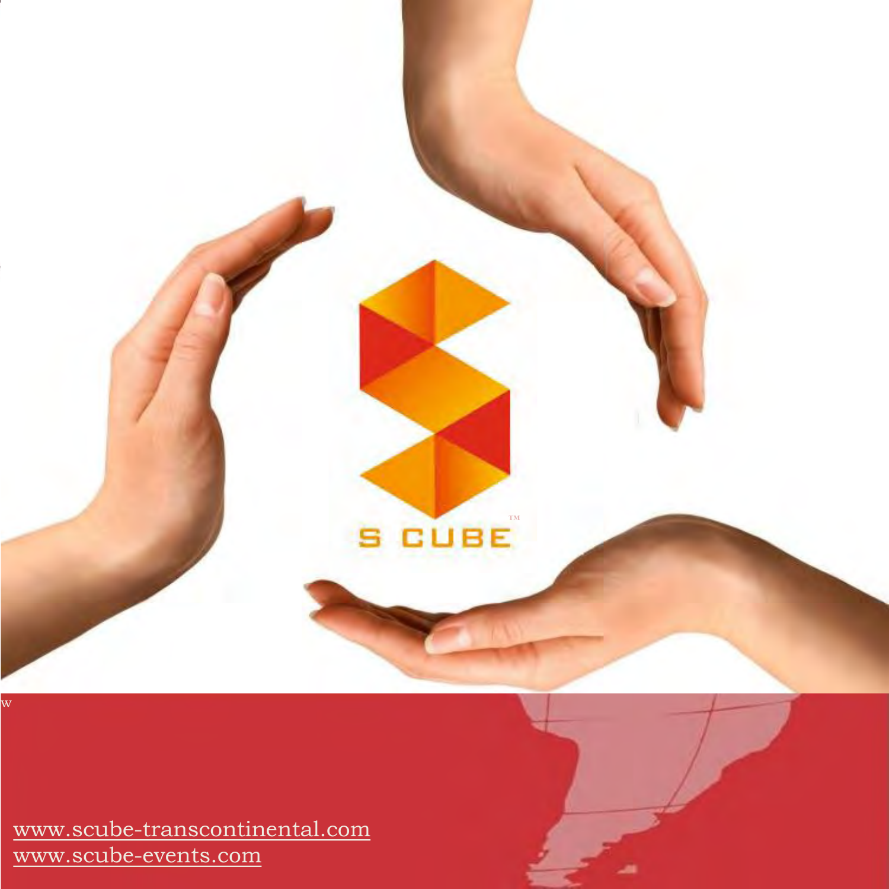S CUBE™

www.scube-transcontinental.com
www.scube-events.com